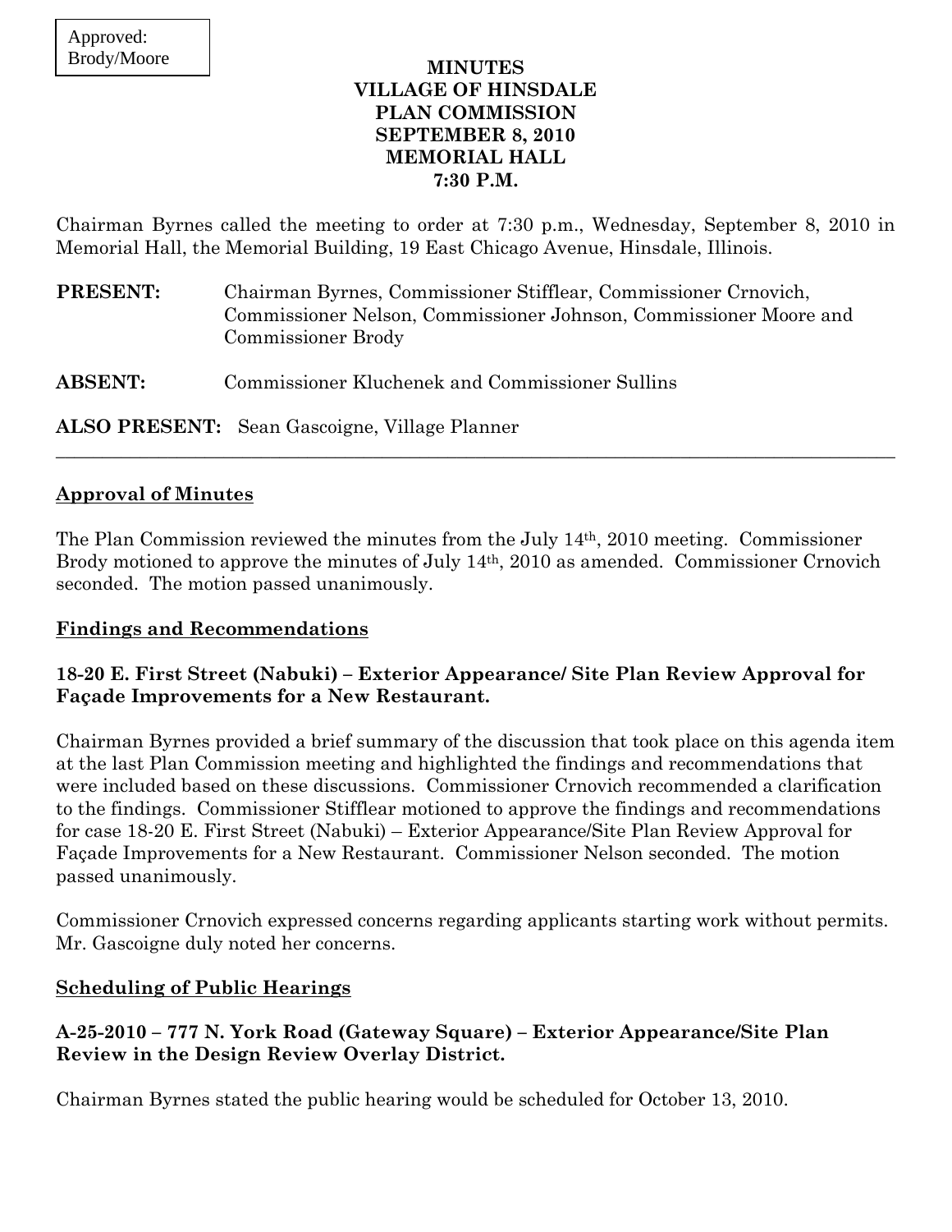Approved:
Brody/Moore

# MINUTES
# VILLAGE OF HINSDALE
# PLAN COMMISSION
# SEPTEMBER 8, 2010
# MEMORIAL HALL
# 7:30 P.M.

Chairman Byrnes called the meeting to order at 7:30 p.m., Wednesday, September 8, 2010 in Memorial Hall, the Memorial Building, 19 East Chicago Avenue, Hinsdale, Illinois.

**PRESENT:** Chairman Byrnes, Commissioner Stifflear, Commissioner Crnovich, Commissioner Nelson, Commissioner Johnson, Commissioner Moore and Commissioner Brody

**ABSENT:** Commissioner Kluchenek and Commissioner Sullins

**ALSO PRESENT:** Sean Gascoigne, Village Planner

---

## Approval of Minutes

The Plan Commission reviewed the minutes from the July 14th, 2010 meeting. Commissioner Brody motioned to approve the minutes of July 14th, 2010 as amended. Commissioner Crnovich seconded. The motion passed unanimously.

## Findings and Recommendations

### 18-20 E. First Street (Nabuki) – Exterior Appearance/ Site Plan Review Approval for Façade Improvements for a New Restaurant.

Chairman Byrnes provided a brief summary of the discussion that took place on this agenda item at the last Plan Commission meeting and highlighted the findings and recommendations that were included based on these discussions. Commissioner Crnovich recommended a clarification to the findings. Commissioner Stifflear motioned to approve the findings and recommendations for case 18-20 E. First Street (Nabuki) – Exterior Appearance/Site Plan Review Approval for Façade Improvements for a New Restaurant. Commissioner Nelson seconded. The motion passed unanimously.

Commissioner Crnovich expressed concerns regarding applicants starting work without permits. Mr. Gascoigne duly noted her concerns.

## Scheduling of Public Hearings

### A-25-2010 – 777 N. York Road (Gateway Square) – Exterior Appearance/Site Plan Review in the Design Review Overlay District.

Chairman Byrnes stated the public hearing would be scheduled for October 13, 2010.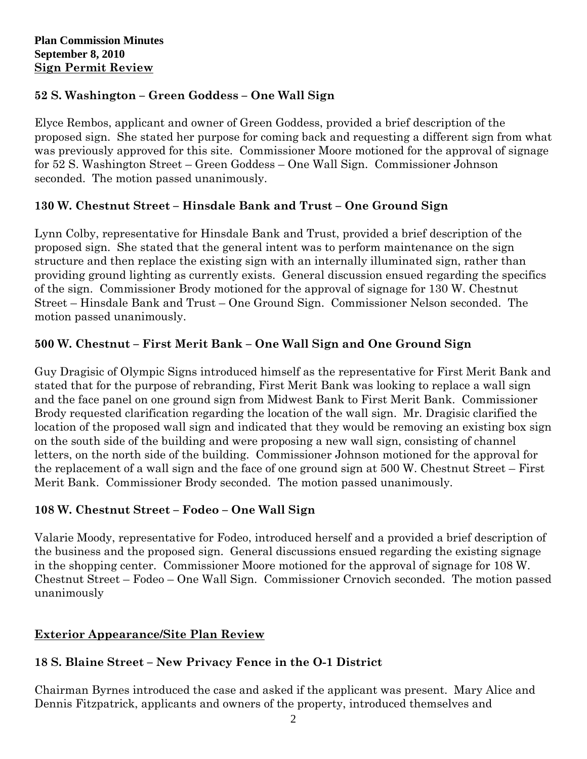**Plan Commission Minutes**
**September 8, 2010**
**Sign Permit Review**

### 52 S. Washington – Green Goddess – One Wall Sign

Elyce Rembos, applicant and owner of Green Goddess, provided a brief description of the proposed sign. She stated her purpose for coming back and requesting a different sign from what was previously approved for this site. Commissioner Moore motioned for the approval of signage for 52 S. Washington Street – Green Goddess – One Wall Sign. Commissioner Johnson seconded. The motion passed unanimously.

### 130 W. Chestnut Street – Hinsdale Bank and Trust – One Ground Sign

Lynn Colby, representative for Hinsdale Bank and Trust, provided a brief description of the proposed sign. She stated that the general intent was to perform maintenance on the sign structure and then replace the existing sign with an internally illuminated sign, rather than providing ground lighting as currently exists. General discussion ensued regarding the specifics of the sign. Commissioner Brody motioned for the approval of signage for 130 W. Chestnut Street – Hinsdale Bank and Trust – One Ground Sign. Commissioner Nelson seconded. The motion passed unanimously.

### 500 W. Chestnut – First Merit Bank – One Wall Sign and One Ground Sign

Guy Dragisic of Olympic Signs introduced himself as the representative for First Merit Bank and stated that for the purpose of rebranding, First Merit Bank was looking to replace a wall sign and the face panel on one ground sign from Midwest Bank to First Merit Bank. Commissioner Brody requested clarification regarding the location of the wall sign. Mr. Dragisic clarified the location of the proposed wall sign and indicated that they would be removing an existing box sign on the south side of the building and were proposing a new wall sign, consisting of channel letters, on the north side of the building. Commissioner Johnson motioned for the approval for the replacement of a wall sign and the face of one ground sign at 500 W. Chestnut Street – First Merit Bank. Commissioner Brody seconded. The motion passed unanimously.

### 108 W. Chestnut Street – Fodeo – One Wall Sign

Valarie Moody, representative for Fodeo, introduced herself and a provided a brief description of the business and the proposed sign. General discussions ensued regarding the existing signage in the shopping center. Commissioner Moore motioned for the approval of signage for 108 W. Chestnut Street – Fodeo – One Wall Sign. Commissioner Crnovich seconded. The motion passed unanimously

## Exterior Appearance/Site Plan Review

### 18 S. Blaine Street – New Privacy Fence in the O-1 District

Chairman Byrnes introduced the case and asked if the applicant was present. Mary Alice and Dennis Fitzpatrick, applicants and owners of the property, introduced themselves and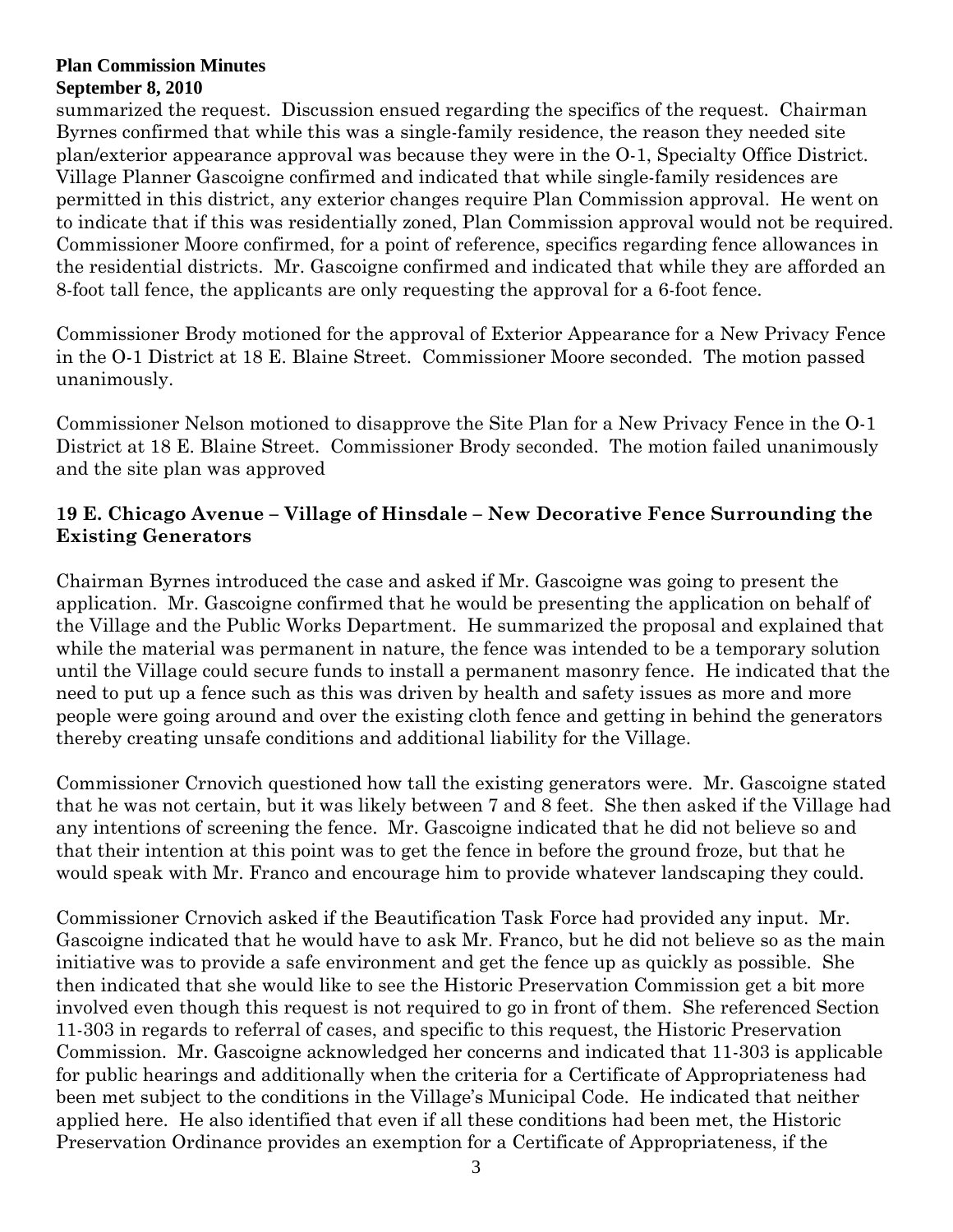summarized the request. Discussion ensued regarding the specifics of the request. Chairman Byrnes confirmed that while this was a single-family residence, the reason they needed site plan/exterior appearance approval was because they were in the O-1, Specialty Office District. Village Planner Gascoigne confirmed and indicated that while single-family residences are permitted in this district, any exterior changes require Plan Commission approval. He went on to indicate that if this was residentially zoned, Plan Commission approval would not be required. Commissioner Moore confirmed, for a point of reference, specifics regarding fence allowances in the residential districts. Mr. Gascoigne confirmed and indicated that while they are afforded an 8-foot tall fence, the applicants are only requesting the approval for a 6-foot fence.

Commissioner Brody motioned for the approval of Exterior Appearance for a New Privacy Fence in the O-1 District at 18 E. Blaine Street. Commissioner Moore seconded. The motion passed unanimously.

Commissioner Nelson motioned to disapprove the Site Plan for a New Privacy Fence in the O-1 District at 18 E. Blaine Street. Commissioner Brody seconded. The motion failed unanimously and the site plan was approved

### 19 E. Chicago Avenue – Village of Hinsdale – New Decorative Fence Surrounding the Existing Generators

Chairman Byrnes introduced the case and asked if Mr. Gascoigne was going to present the application. Mr. Gascoigne confirmed that he would be presenting the application on behalf of the Village and the Public Works Department. He summarized the proposal and explained that while the material was permanent in nature, the fence was intended to be a temporary solution until the Village could secure funds to install a permanent masonry fence. He indicated that the need to put up a fence such as this was driven by health and safety issues as more and more people were going around and over the existing cloth fence and getting in behind the generators thereby creating unsafe conditions and additional liability for the Village.

Commissioner Crnovich questioned how tall the existing generators were. Mr. Gascoigne stated that he was not certain, but it was likely between 7 and 8 feet. She then asked if the Village had any intentions of screening the fence. Mr. Gascoigne indicated that he did not believe so and that their intention at this point was to get the fence in before the ground froze, but that he would speak with Mr. Franco and encourage him to provide whatever landscaping they could.

Commissioner Crnovich asked if the Beautification Task Force had provided any input. Mr. Gascoigne indicated that he would have to ask Mr. Franco, but he did not believe so as the main initiative was to provide a safe environment and get the fence up as quickly as possible. She then indicated that she would like to see the Historic Preservation Commission get a bit more involved even though this request is not required to go in front of them. She referenced Section 11-303 in regards to referral of cases, and specific to this request, the Historic Preservation Commission. Mr. Gascoigne acknowledged her concerns and indicated that 11-303 is applicable for public hearings and additionally when the criteria for a Certificate of Appropriateness had been met subject to the conditions in the Village's Municipal Code. He indicated that neither applied here. He also identified that even if all these conditions had been met, the Historic Preservation Ordinance provides an exemption for a Certificate of Appropriateness, if the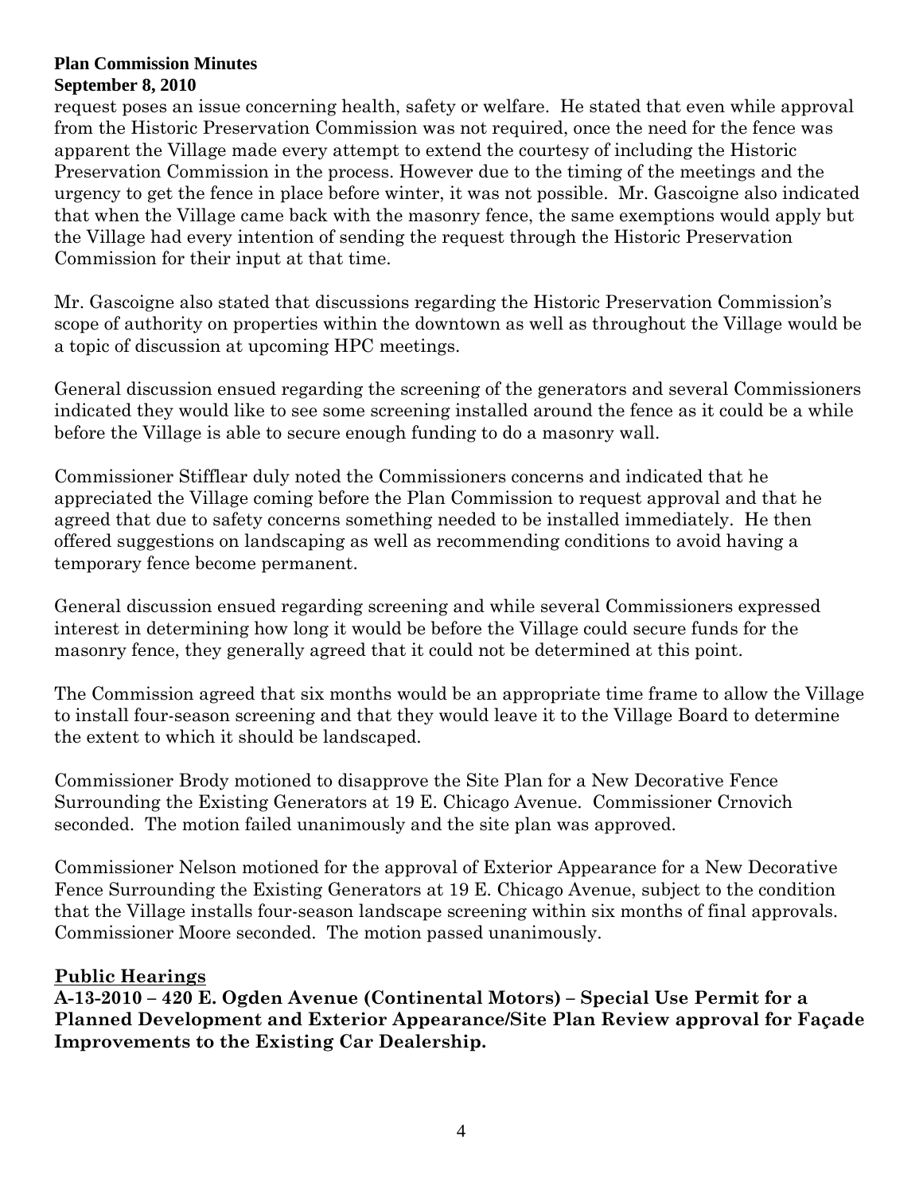request poses an issue concerning health, safety or welfare. He stated that even while approval from the Historic Preservation Commission was not required, once the need for the fence was apparent the Village made every attempt to extend the courtesy of including the Historic Preservation Commission in the process. However due to the timing of the meetings and the urgency to get the fence in place before winter, it was not possible. Mr. Gascoigne also indicated that when the Village came back with the masonry fence, the same exemptions would apply but the Village had every intention of sending the request through the Historic Preservation Commission for their input at that time.

Mr. Gascoigne also stated that discussions regarding the Historic Preservation Commission's scope of authority on properties within the downtown as well as throughout the Village would be a topic of discussion at upcoming HPC meetings.

General discussion ensued regarding the screening of the generators and several Commissioners indicated they would like to see some screening installed around the fence as it could be a while before the Village is able to secure enough funding to do a masonry wall.

Commissioner Stifflear duly noted the Commissioners concerns and indicated that he appreciated the Village coming before the Plan Commission to request approval and that he agreed that due to safety concerns something needed to be installed immediately. He then offered suggestions on landscaping as well as recommending conditions to avoid having a temporary fence become permanent.

General discussion ensued regarding screening and while several Commissioners expressed interest in determining how long it would be before the Village could secure funds for the masonry fence, they generally agreed that it could not be determined at this point.

The Commission agreed that six months would be an appropriate time frame to allow the Village to install four-season screening and that they would leave it to the Village Board to determine the extent to which it should be landscaped.

Commissioner Brody motioned to disapprove the Site Plan for a New Decorative Fence Surrounding the Existing Generators at 19 E. Chicago Avenue. Commissioner Crnovich seconded. The motion failed unanimously and the site plan was approved.

Commissioner Nelson motioned for the approval of Exterior Appearance for a New Decorative Fence Surrounding the Existing Generators at 19 E. Chicago Avenue, subject to the condition that the Village installs four-season landscape screening within six months of final approvals. Commissioner Moore seconded. The motion passed unanimously.

## Public Hearings

**A-13-2010 – 420 E. Ogden Avenue (Continental Motors) – Special Use Permit for a Planned Development and Exterior Appearance/Site Plan Review approval for Façade Improvements to the Existing Car Dealership.**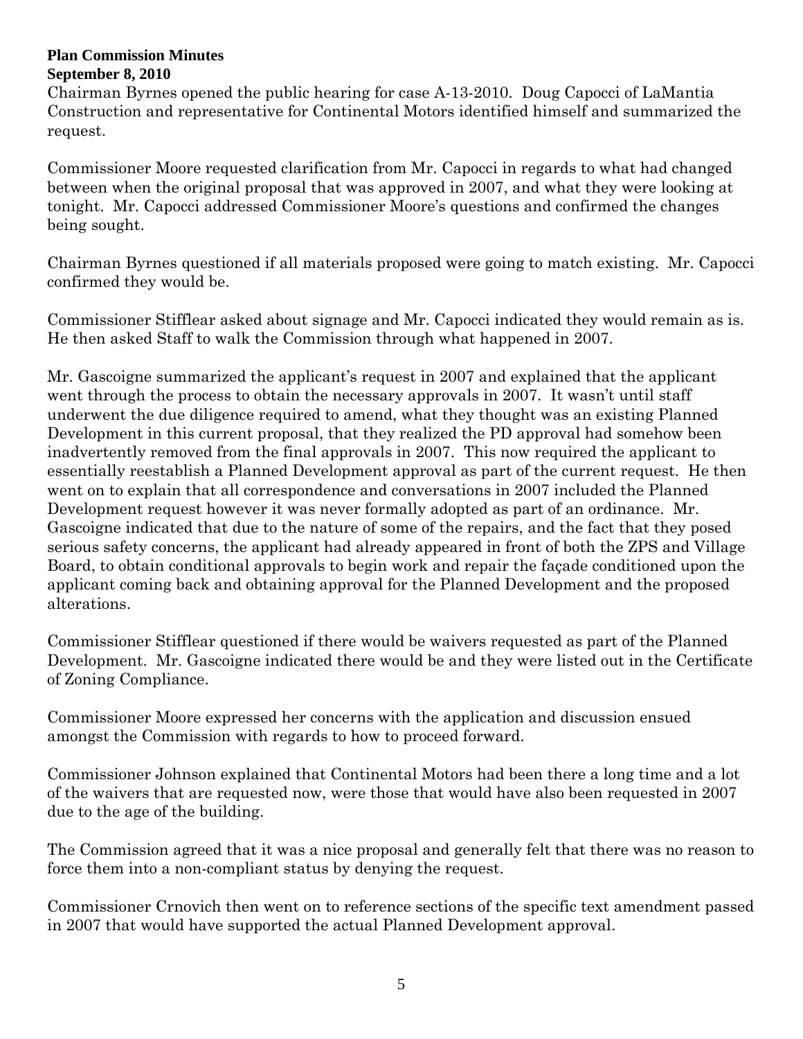**Plan Commission Minutes**
**September 8, 2010**

Chairman Byrnes opened the public hearing for case A-13-2010. Doug Capocci of LaMantia Construction and representative for Continental Motors identified himself and summarized the request.

Commissioner Moore requested clarification from Mr. Capocci in regards to what had changed between when the original proposal that was approved in 2007, and what they were looking at tonight. Mr. Capocci addressed Commissioner Moore's questions and confirmed the changes being sought.

Chairman Byrnes questioned if all materials proposed were going to match existing. Mr. Capocci confirmed they would be.

Commissioner Stifflear asked about signage and Mr. Capocci indicated they would remain as is. He then asked Staff to walk the Commission through what happened in 2007.

Mr. Gascoigne summarized the applicant's request in 2007 and explained that the applicant went through the process to obtain the necessary approvals in 2007. It wasn't until staff underwent the due diligence required to amend, what they thought was an existing Planned Development in this current proposal, that they realized the PD approval had somehow been inadvertently removed from the final approvals in 2007. This now required the applicant to essentially reestablish a Planned Development approval as part of the current request. He then went on to explain that all correspondence and conversations in 2007 included the Planned Development request however it was never formally adopted as part of an ordinance. Mr. Gascoigne indicated that due to the nature of some of the repairs, and the fact that they posed serious safety concerns, the applicant had already appeared in front of both the ZPS and Village Board, to obtain conditional approvals to begin work and repair the façade conditioned upon the applicant coming back and obtaining approval for the Planned Development and the proposed alterations.

Commissioner Stifflear questioned if there would be waivers requested as part of the Planned Development. Mr. Gascoigne indicated there would be and they were listed out in the Certificate of Zoning Compliance.

Commissioner Moore expressed her concerns with the application and discussion ensued amongst the Commission with regards to how to proceed forward.

Commissioner Johnson explained that Continental Motors had been there a long time and a lot of the waivers that are requested now, were those that would have also been requested in 2007 due to the age of the building.

The Commission agreed that it was a nice proposal and generally felt that there was no reason to force them into a non-compliant status by denying the request.

Commissioner Crnovich then went on to reference sections of the specific text amendment passed in 2007 that would have supported the actual Planned Development approval.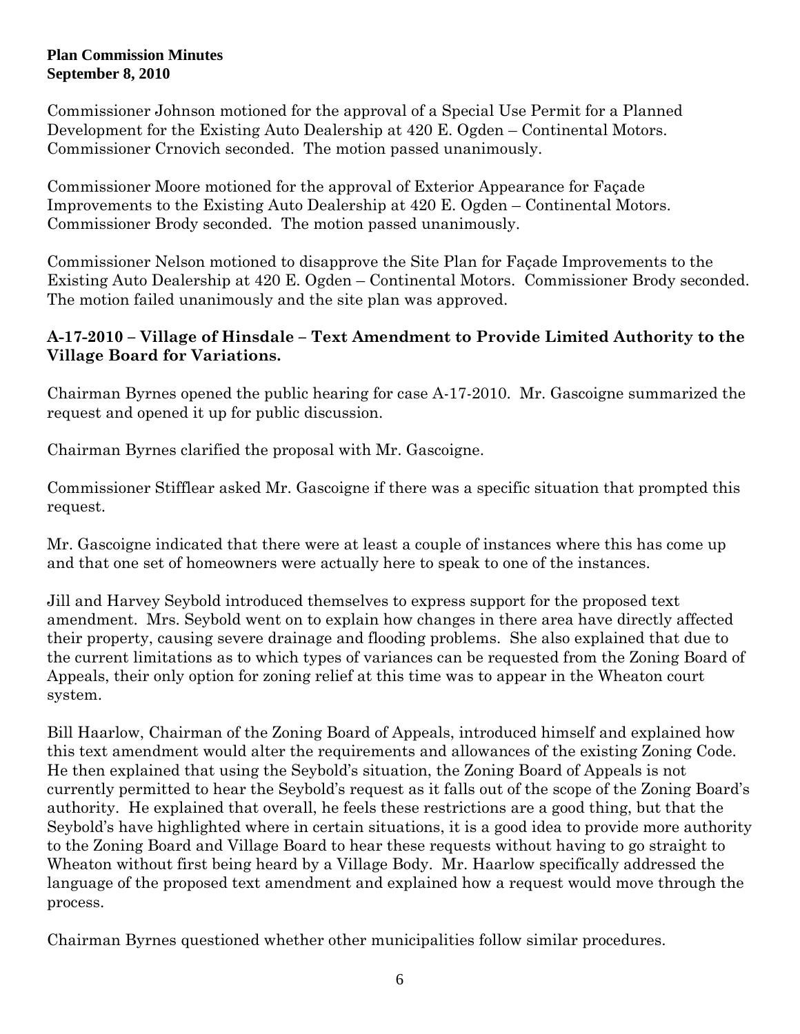Commissioner Johnson motioned for the approval of a Special Use Permit for a Planned Development for the Existing Auto Dealership at 420 E. Ogden – Continental Motors. Commissioner Crnovich seconded. The motion passed unanimously.

Commissioner Moore motioned for the approval of Exterior Appearance for Façade Improvements to the Existing Auto Dealership at 420 E. Ogden – Continental Motors. Commissioner Brody seconded. The motion passed unanimously.

Commissioner Nelson motioned to disapprove the Site Plan for Façade Improvements to the Existing Auto Dealership at 420 E. Ogden – Continental Motors. Commissioner Brody seconded. The motion failed unanimously and the site plan was approved.

**A-17-2010 – Village of Hinsdale – Text Amendment to Provide Limited Authority to the Village Board for Variations.**

Chairman Byrnes opened the public hearing for case A-17-2010. Mr. Gascoigne summarized the request and opened it up for public discussion.

Chairman Byrnes clarified the proposal with Mr. Gascoigne.

Commissioner Stifflear asked Mr. Gascoigne if there was a specific situation that prompted this request.

Mr. Gascoigne indicated that there were at least a couple of instances where this has come up and that one set of homeowners were actually here to speak to one of the instances.

Jill and Harvey Seybold introduced themselves to express support for the proposed text amendment. Mrs. Seybold went on to explain how changes in there area have directly affected their property, causing severe drainage and flooding problems. She also explained that due to the current limitations as to which types of variances can be requested from the Zoning Board of Appeals, their only option for zoning relief at this time was to appear in the Wheaton court system.

Bill Haarlow, Chairman of the Zoning Board of Appeals, introduced himself and explained how this text amendment would alter the requirements and allowances of the existing Zoning Code. He then explained that using the Seybold's situation, the Zoning Board of Appeals is not currently permitted to hear the Seybold's request as it falls out of the scope of the Zoning Board's authority. He explained that overall, he feels these restrictions are a good thing, but that the Seybold's have highlighted where in certain situations, it is a good idea to provide more authority to the Zoning Board and Village Board to hear these requests without having to go straight to Wheaton without first being heard by a Village Body. Mr. Haarlow specifically addressed the language of the proposed text amendment and explained how a request would move through the process.

Chairman Byrnes questioned whether other municipalities follow similar procedures.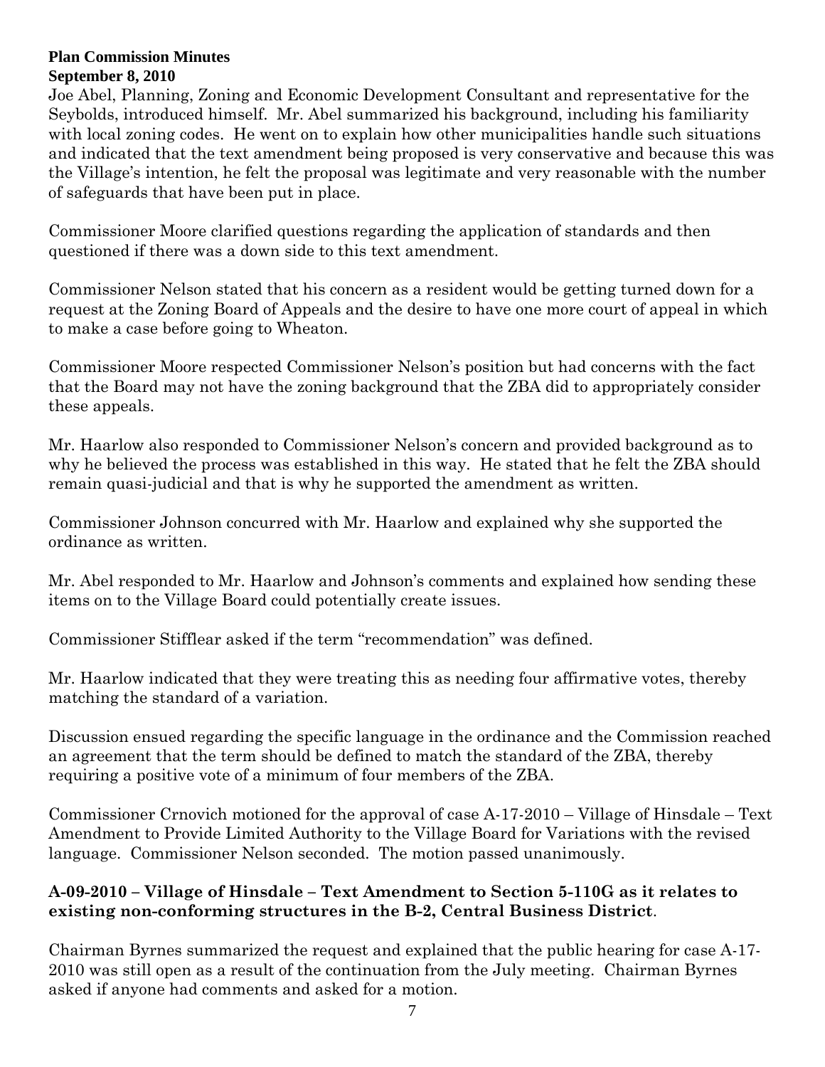**Plan Commission Minutes**
**September 8, 2010**

Joe Abel, Planning, Zoning and Economic Development Consultant and representative for the Seybolds, introduced himself. Mr. Abel summarized his background, including his familiarity with local zoning codes. He went on to explain how other municipalities handle such situations and indicated that the text amendment being proposed is very conservative and because this was the Village's intention, he felt the proposal was legitimate and very reasonable with the number of safeguards that have been put in place.

Commissioner Moore clarified questions regarding the application of standards and then questioned if there was a down side to this text amendment.

Commissioner Nelson stated that his concern as a resident would be getting turned down for a request at the Zoning Board of Appeals and the desire to have one more court of appeal in which to make a case before going to Wheaton.

Commissioner Moore respected Commissioner Nelson's position but had concerns with the fact that the Board may not have the zoning background that the ZBA did to appropriately consider these appeals.

Mr. Haarlow also responded to Commissioner Nelson's concern and provided background as to why he believed the process was established in this way. He stated that he felt the ZBA should remain quasi-judicial and that is why he supported the amendment as written.

Commissioner Johnson concurred with Mr. Haarlow and explained why she supported the ordinance as written.

Mr. Abel responded to Mr. Haarlow and Johnson's comments and explained how sending these items on to the Village Board could potentially create issues.

Commissioner Stifflear asked if the term "recommendation" was defined.

Mr. Haarlow indicated that they were treating this as needing four affirmative votes, thereby matching the standard of a variation.

Discussion ensued regarding the specific language in the ordinance and the Commission reached an agreement that the term should be defined to match the standard of the ZBA, thereby requiring a positive vote of a minimum of four members of the ZBA.

Commissioner Crnovich motioned for the approval of case A-17-2010 – Village of Hinsdale – Text Amendment to Provide Limited Authority to the Village Board for Variations with the revised language. Commissioner Nelson seconded. The motion passed unanimously.

**A-09-2010 – Village of Hinsdale – Text Amendment to Section 5-110G as it relates to existing non-conforming structures in the B-2, Central Business District**.

Chairman Byrnes summarized the request and explained that the public hearing for case A-17-2010 was still open as a result of the continuation from the July meeting. Chairman Byrnes asked if anyone had comments and asked for a motion.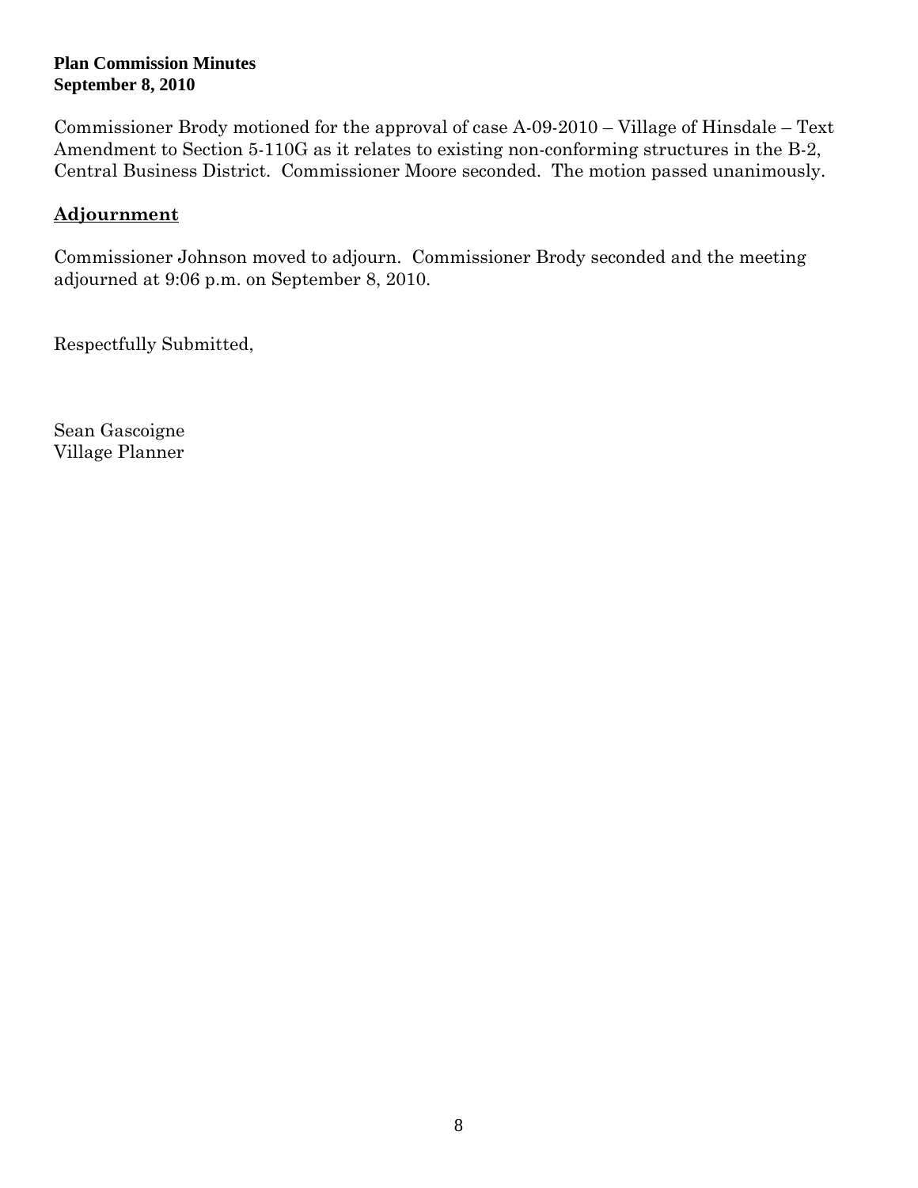Commissioner Brody motioned for the approval of case A-09-2010 – Village of Hinsdale – Text Amendment to Section 5-110G as it relates to existing non-conforming structures in the B-2, Central Business District. Commissioner Moore seconded. The motion passed unanimously.

## Adjournment

Commissioner Johnson moved to adjourn. Commissioner Brody seconded and the meeting adjourned at 9:06 p.m. on September 8, 2010.

Respectfully Submitted,

Sean Gascoigne
Village Planner